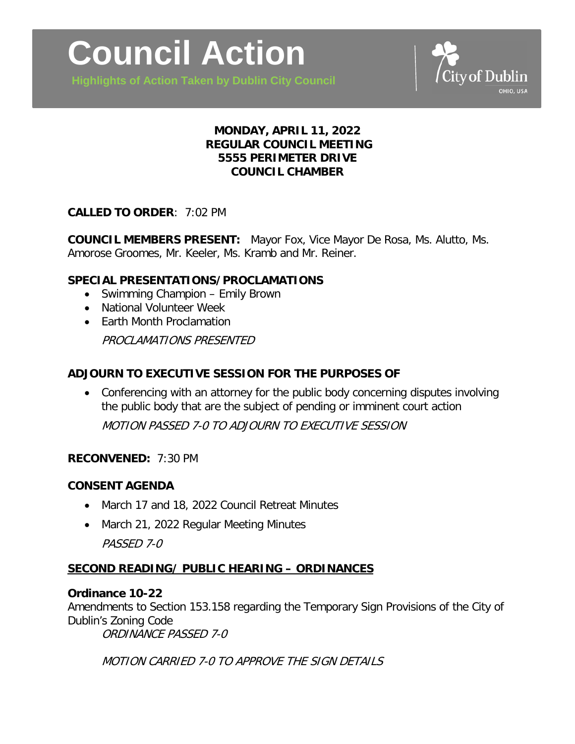# Council Action

**Highlights of Action Taken by Dublin City Council**

City of Dublin
OHIO, USA

**MONDAY, APRIL 11, 2022**
**REGULAR COUNCIL MEETING**
**5555 PERIMETER DRIVE**
**COUNCIL CHAMBER**

**CALLED TO ORDER**: 7:02 PM

**COUNCIL MEMBERS PRESENT:** Mayor Fox, Vice Mayor De Rosa, Ms. Alutto, Ms. Amorose Groomes, Mr. Keeler, Ms. Kramb and Mr. Reiner.

**SPECIAL PRESENTATIONS/PROCLAMATIONS**

- Swimming Champion – Emily Brown
- National Volunteer Week
- Earth Month Proclamation

*PROCLAMATIONS PRESENTED*

**ADJOURN TO EXECUTIVE SESSION FOR THE PURPOSES OF**

- Conferencing with an attorney for the public body concerning disputes involving the public body that are the subject of pending or imminent court action

*MOTION PASSED 7-0 TO ADJOURN TO EXECUTIVE SESSION*

**RECONVENED:** 7:30 PM

**CONSENT AGENDA**

- March 17 and 18, 2022 Council Retreat Minutes
- March 21, 2022 Regular Meeting Minutes

*PASSED 7-0*

**SECOND READING/ PUBLIC HEARING – ORDINANCES**

**Ordinance 10-22**
Amendments to Section 153.158 regarding the Temporary Sign Provisions of the City of Dublin's Zoning Code

*ORDINANCE PASSED 7-0*

*MOTION CARRIED 7-0 TO APPROVE THE SIGN DETAILS*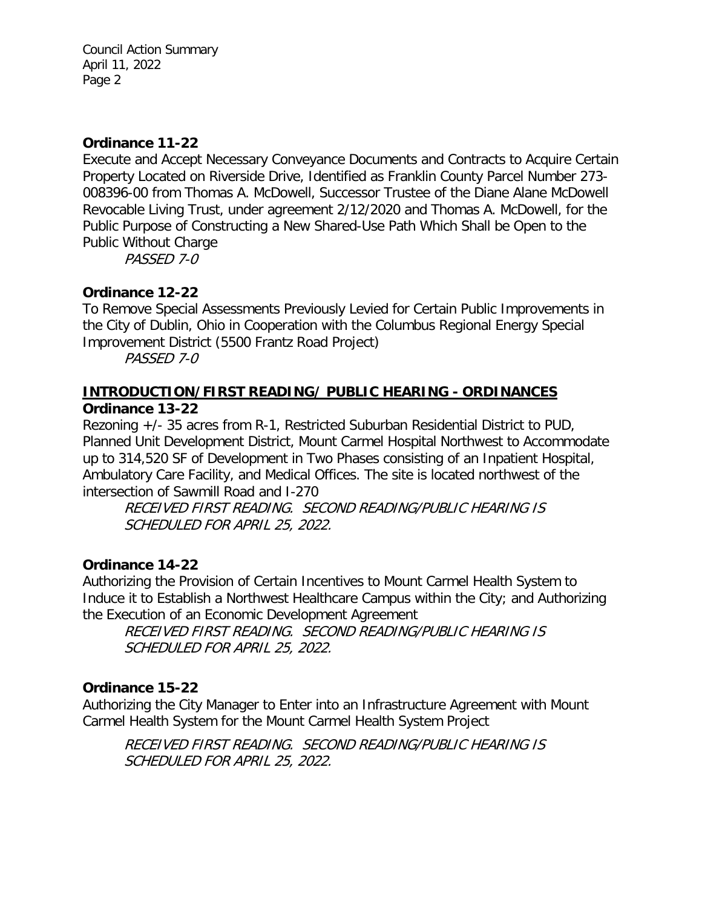**Ordinance 11-22**

Execute and Accept Necessary Conveyance Documents and Contracts to Acquire Certain Property Located on Riverside Drive, Identified as Franklin County Parcel Number 273-008396-00 from Thomas A. McDowell, Successor Trustee of the Diane Alane McDowell Revocable Living Trust, under agreement 2/12/2020 and Thomas A. McDowell, for the Public Purpose of Constructing a New Shared-Use Path Which Shall be Open to the Public Without Charge

*PASSED 7-0*

**Ordinance 12-22**

To Remove Special Assessments Previously Levied for Certain Public Improvements in the City of Dublin, Ohio in Cooperation with the Columbus Regional Energy Special Improvement District (5500 Frantz Road Project)

*PASSED 7-0*

## INTRODUCTION/FIRST READING/ PUBLIC HEARING - ORDINANCES

**Ordinance 13-22**

Rezoning +/- 35 acres from R-1, Restricted Suburban Residential District to PUD, Planned Unit Development District, Mount Carmel Hospital Northwest to Accommodate up to 314,520 SF of Development in Two Phases consisting of an Inpatient Hospital, Ambulatory Care Facility, and Medical Offices. The site is located northwest of the intersection of Sawmill Road and I-270

*RECEIVED FIRST READING. SECOND READING/PUBLIC HEARING IS SCHEDULED FOR APRIL 25, 2022.*

**Ordinance 14-22**

Authorizing the Provision of Certain Incentives to Mount Carmel Health System to Induce it to Establish a Northwest Healthcare Campus within the City; and Authorizing the Execution of an Economic Development Agreement

*RECEIVED FIRST READING. SECOND READING/PUBLIC HEARING IS SCHEDULED FOR APRIL 25, 2022.*

**Ordinance 15-22**

Authorizing the City Manager to Enter into an Infrastructure Agreement with Mount Carmel Health System for the Mount Carmel Health System Project

*RECEIVED FIRST READING. SECOND READING/PUBLIC HEARING IS SCHEDULED FOR APRIL 25, 2022.*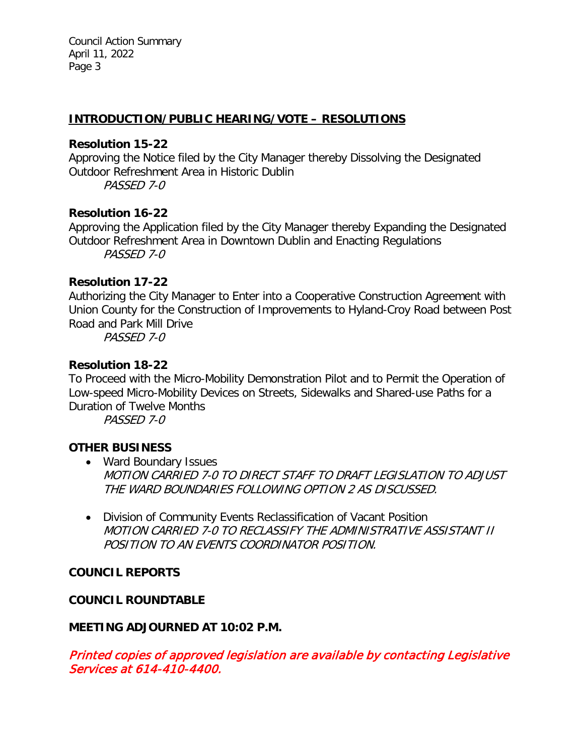## INTRODUCTION/PUBLIC HEARING/VOTE – RESOLUTIONS

**Resolution 15-22**
Approving the Notice filed by the City Manager thereby Dissolving the Designated Outdoor Refreshment Area in Historic Dublin

*PASSED 7-0*

**Resolution 16-22**
Approving the Application filed by the City Manager thereby Expanding the Designated Outdoor Refreshment Area in Downtown Dublin and Enacting Regulations

*PASSED 7-0*

**Resolution 17-22**
Authorizing the City Manager to Enter into a Cooperative Construction Agreement with Union County for the Construction of Improvements to Hyland-Croy Road between Post Road and Park Mill Drive

*PASSED 7-0*

**Resolution 18-22**
To Proceed with the Micro-Mobility Demonstration Pilot and to Permit the Operation of Low-speed Micro-Mobility Devices on Streets, Sidewalks and Shared-use Paths for a Duration of Twelve Months

*PASSED 7-0*

**OTHER BUSINESS**

- Ward Boundary Issues
  *MOTION CARRIED 7-0 TO DIRECT STAFF TO DRAFT LEGISLATION TO ADJUST THE WARD BOUNDARIES FOLLOWING OPTION 2 AS DISCUSSED.*

- Division of Community Events Reclassification of Vacant Position
  *MOTION CARRIED 7-0 TO RECLASSIFY THE ADMINISTRATIVE ASSISTANT II POSITION TO AN EVENTS COORDINATOR POSITION.*

**COUNCIL REPORTS**

**COUNCIL ROUNDTABLE**

**MEETING ADJOURNED AT 10:02 P.M.**

*Printed copies of approved legislation are available by contacting Legislative Services at 614-410-4400.*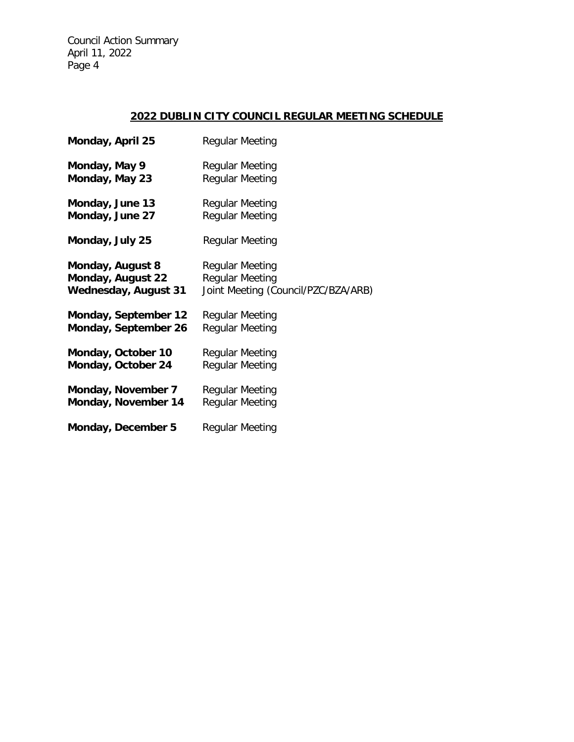## 2022 DUBLIN CITY COUNCIL REGULAR MEETING SCHEDULE

| | |
|---|---|
| **Monday, April 25** | Regular Meeting |
| **Monday, May 9** | Regular Meeting |
| **Monday, May 23** | Regular Meeting |
| **Monday, June 13** | Regular Meeting |
| **Monday, June 27** | Regular Meeting |
| **Monday, July 25** | Regular Meeting |
| **Monday, August 8** | Regular Meeting |
| **Monday, August 22** | Regular Meeting |
| **Wednesday, August 31** | Joint Meeting (Council/PZC/BZA/ARB) |
| **Monday, September 12** | Regular Meeting |
| **Monday, September 26** | Regular Meeting |
| **Monday, October 10** | Regular Meeting |
| **Monday, October 24** | Regular Meeting |
| **Monday, November 7** | Regular Meeting |
| **Monday, November 14** | Regular Meeting |
| **Monday, December 5** | Regular Meeting |